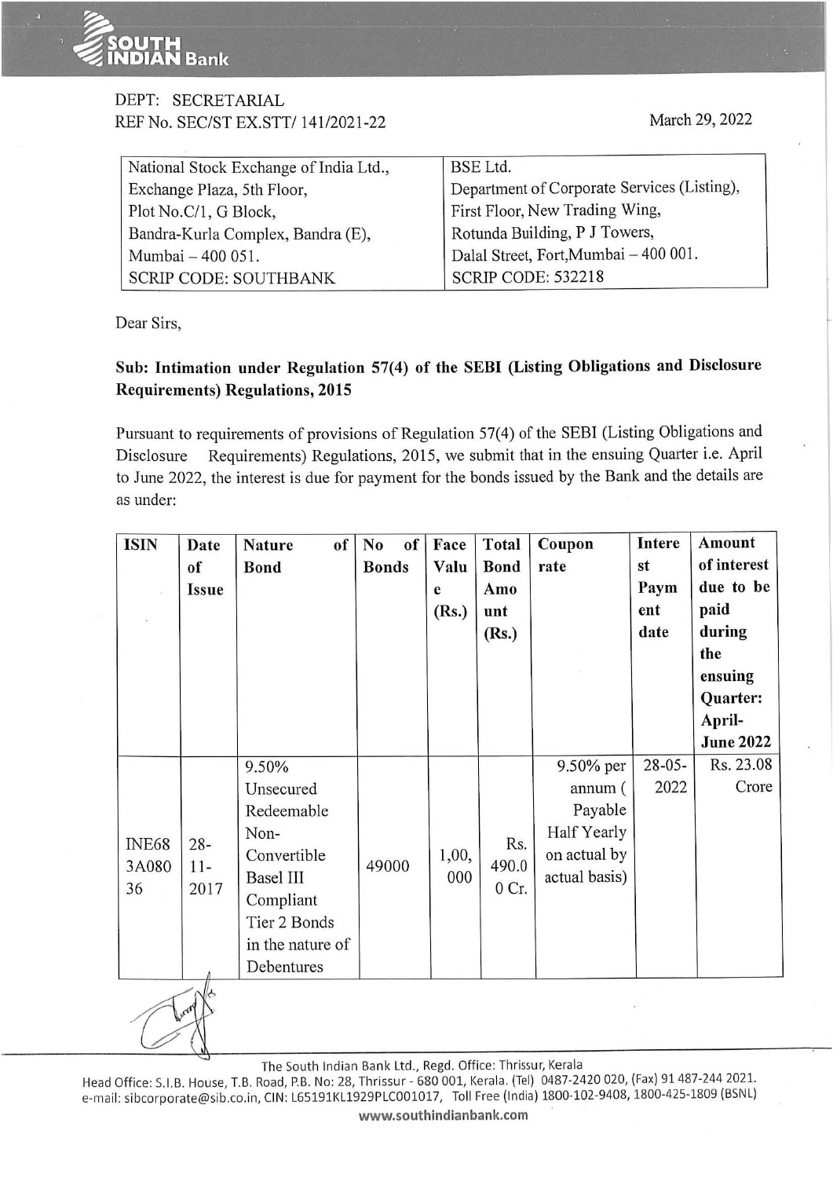DEPT: SECRETARIAL
REF No. SEC/ST EX.STT/ 141/2021-22

March 29, 2022

| National Stock Exchange of India Ltd.,<br>Exchange Plaza, 5th Floor,<br>Plot No.C/1, G Block,<br>Bandra-Kurla Complex, Bandra (E),<br>Mumbai – 400 051.<br>SCRIP CODE: SOUTHBANK | BSE Ltd.<br>Department of Corporate Services (Listing),<br>First Floor, New Trading Wing,<br>Rotunda Building, P J Towers,<br>Dalal Street, Fort,Mumbai – 400 001.<br>SCRIP CODE: 532218 |
|---|---|

Dear Sirs,

**Sub: Intimation under Regulation 57(4) of the SEBI (Listing Obligations and Disclosure Requirements) Regulations, 2015**

Pursuant to requirements of provisions of Regulation 57(4) of the SEBI (Listing Obligations and Disclosure Requirements) Regulations, 2015, we submit that in the ensuing Quarter i.e. April to June 2022, the interest is due for payment for the bonds issued by the Bank and the details are as under:

| ISIN | Date of Issue | Nature of Bond | No of Bonds | Face Value (Rs.) | Total Bond Amount (Rs.) | Coupon rate | Interest Payment date | Amount of interest due to be paid during the ensuing Quarter: April-June 2022 |
|---|---|---|---|---|---|---|---|---|
| INE683A08036 | 28-11-2017 | 9.50% Unsecured Redeemable Non-Convertible Basel III Compliant Tier 2 Bonds in the nature of Debentures | 49000 | 1,00,000 | Rs. 490.00 Cr. | 9.50% per annum ( Payable Half Yearly on actual by actual basis) | 28-05-2022 | Rs. 23.08 Crore |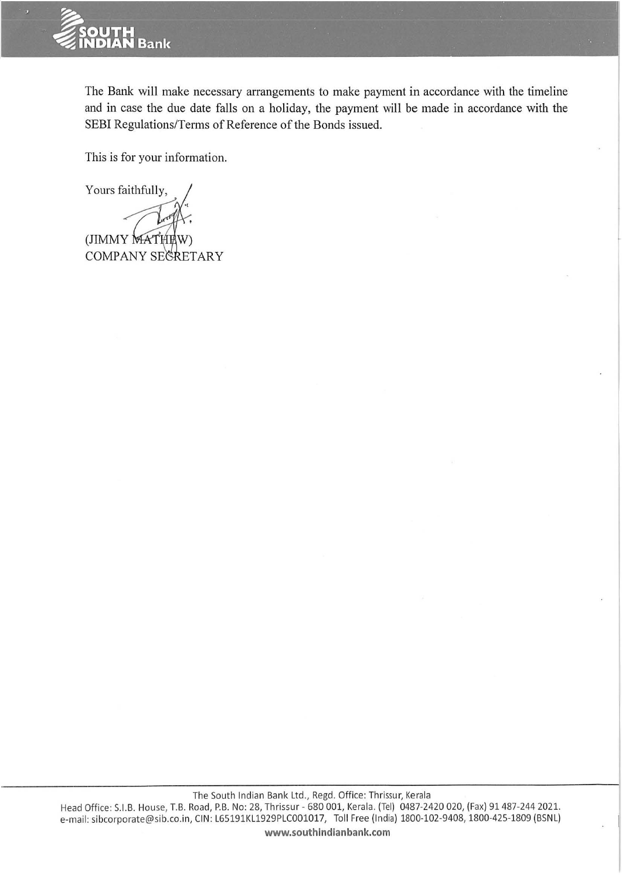The Bank will make necessary arrangements to make payment in accordance with the timeline and in case the due date falls on a holiday, the payment will be made in accordance with the SEBI Regulations/Terms of Reference of the Bonds issued.

This is for your information.

Yours faithfully,

(JIMMY MATHEW)
COMPANY SECRETARY